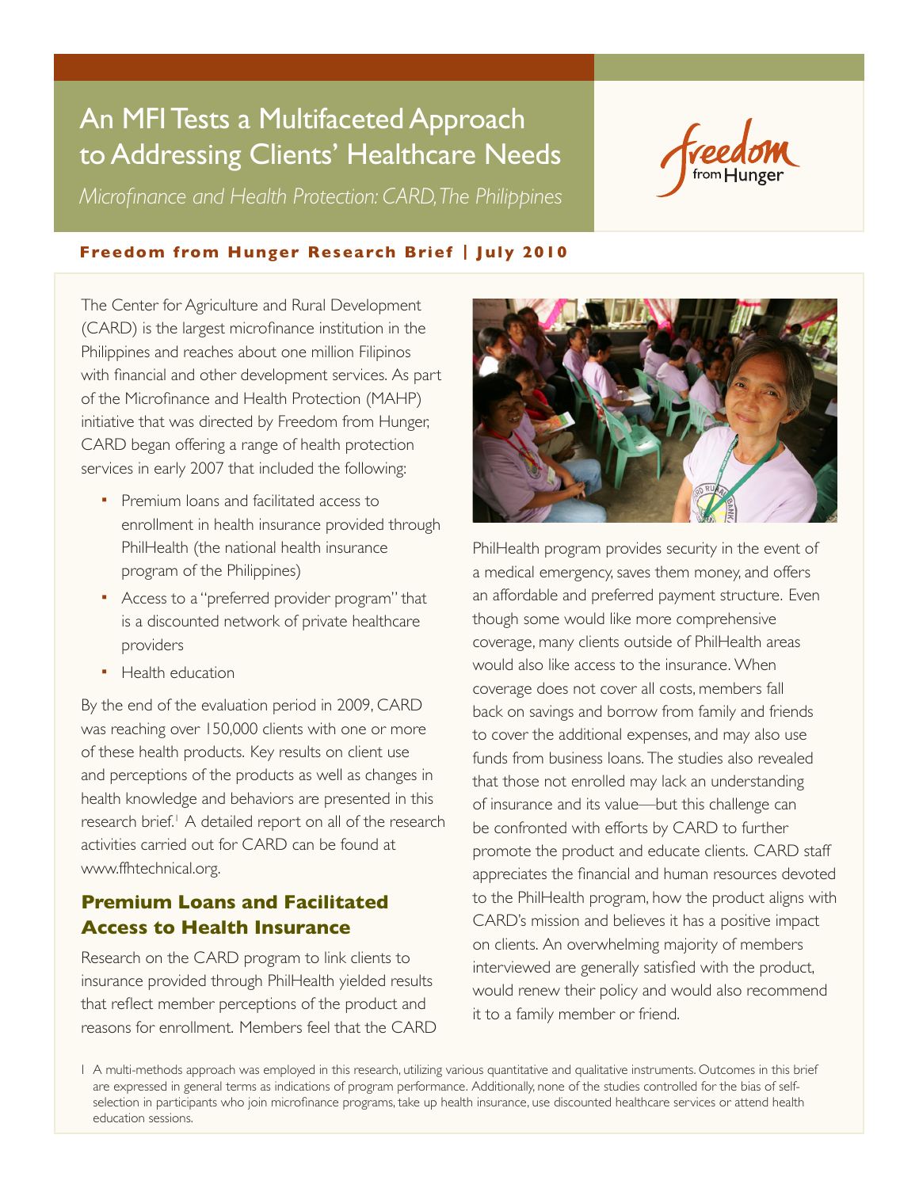# An MFI Tests a Multifaceted Approach to Addressing Clients' Healthcare Needs

*Microfinance and Health Protection: CARD, The Philippines*

**Freedom from Hunger Research Brief | July 2010**

The Center for Agriculture and Rural Development (CARD) is the largest microfinance institution in the Philippines and reaches about one million Filipinos with financial and other development services. As part of the Microfinance and Health Protection (MAHP) initiative that was directed by Freedom from Hunger, CARD began offering a range of health protection services in early 2007 that included the following:

- Premium loans and facilitated access to enrollment in health insurance provided through PhilHealth (the national health insurance program of the Philippines)
- Access to a "preferred provider program" that is a discounted network of private healthcare providers
- Health education

By the end of the evaluation period in 2009, CARD was reaching over 150,000 clients with one or more of these health products. Key results on client use and perceptions of the products as well as changes in health knowledge and behaviors are presented in this research brief.[1] A detailed report on all of the research activities carried out for CARD can be found at www.ffhtechnical.org.

## Premium Loans and Facilitated Access to Health Insurance

Research on the CARD program to link clients to insurance provided through PhilHealth yielded results that reflect member perceptions of the product and reasons for enrollment. Members feel that the CARD PhilHealth program provides security in the event of a medical emergency, saves them money, and offers an affordable and preferred payment structure. Even though some would like more comprehensive coverage, many clients outside of PhilHealth areas would also like access to the insurance. When coverage does not cover all costs, members fall back on savings and borrow from family and friends to cover the additional expenses, and may also use funds from business loans. The studies also revealed that those not enrolled may lack an understanding of insurance and its value—but this challenge can be confronted with efforts by CARD to further promote the product and educate clients. CARD staff appreciates the financial and human resources devoted to the PhilHealth program, how the product aligns with CARD's mission and believes it has a positive impact on clients. An overwhelming majority of members interviewed are generally satisfied with the product, would renew their policy and would also recommend it to a family member or friend.

[1] A multi-methods approach was employed in this research, utilizing various quantitative and qualitative instruments. Outcomes in this brief are expressed in general terms as indications of program performance. Additionally, none of the studies controlled for the bias of self-selection in participants who join microfinance programs, take up health insurance, use discounted healthcare services or attend health education sessions.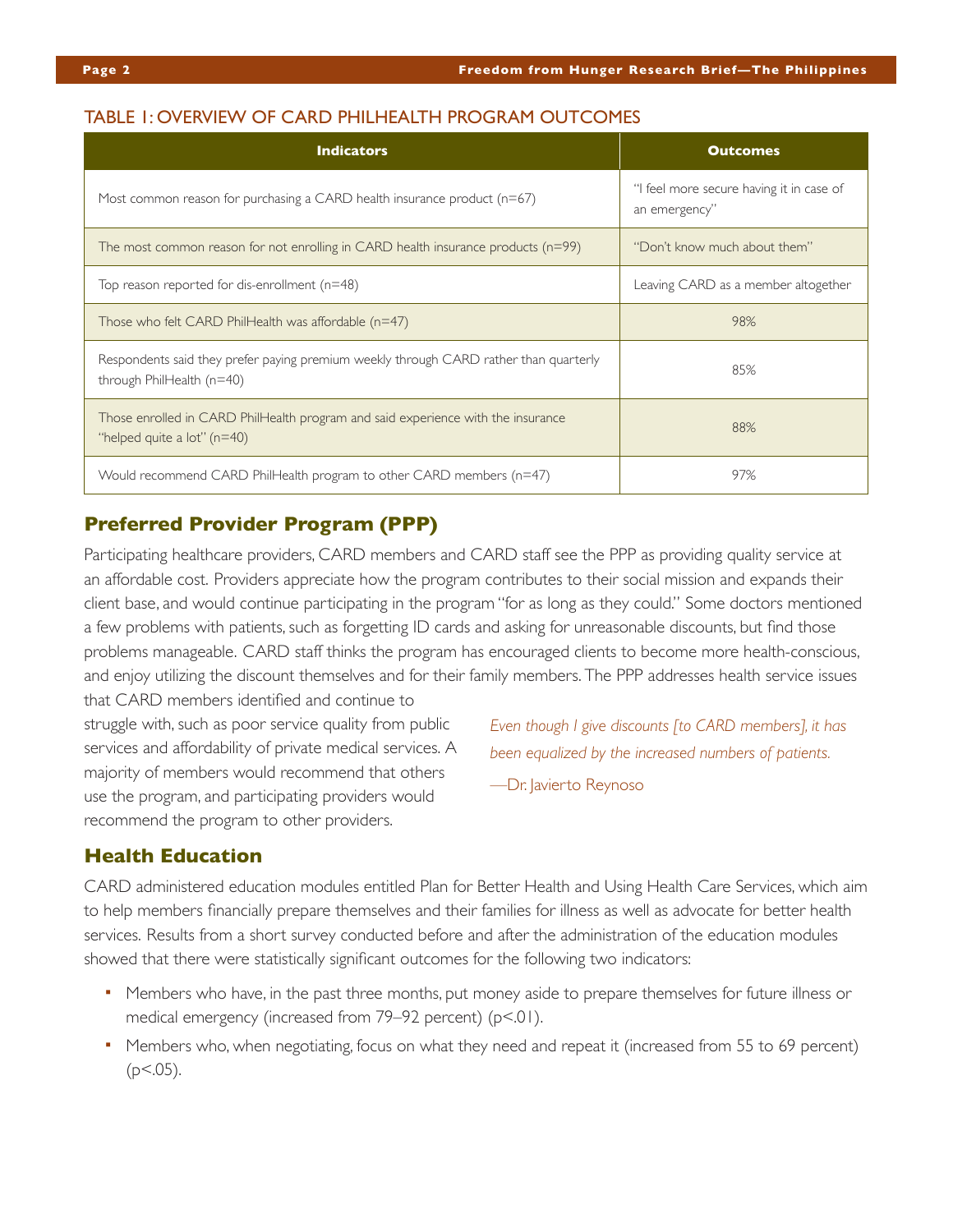### TABLE 1: OVERVIEW OF CARD PHILHEALTH PROGRAM OUTCOMES

| Indicators | Outcomes |
|---|---|
| Most common reason for purchasing a CARD health insurance product (n=67) | "I feel more secure having it in case of an emergency" |
| The most common reason for not enrolling in CARD health insurance products (n=99) | "Don't know much about them" |
| Top reason reported for dis-enrollment (n=48) | Leaving CARD as a member altogether |
| Those who felt CARD PhilHealth was affordable (n=47) | 98% |
| Respondents said they prefer paying premium weekly through CARD rather than quarterly through PhilHealth (n=40) | 85% |
| Those enrolled in CARD PhilHealth program and said experience with the insurance "helped quite a lot" (n=40) | 88% |
| Would recommend CARD PhilHealth program to other CARD members (n=47) | 97% |

## Preferred Provider Program (PPP)

Participating healthcare providers, CARD members and CARD staff see the PPP as providing quality service at an affordable cost. Providers appreciate how the program contributes to their social mission and expands their client base, and would continue participating in the program "for as long as they could." Some doctors mentioned a few problems with patients, such as forgetting ID cards and asking for unreasonable discounts, but find those problems manageable. CARD staff thinks the program has encouraged clients to become more health-conscious, and enjoy utilizing the discount themselves and for their family members. The PPP addresses health service issues that CARD members identified and continue to struggle with, such as poor service quality from public services and affordability of private medical services. A majority of members would recommend that others use the program, and participating providers would recommend the program to other providers.

*Even though I give discounts [to CARD members], it has been equalized by the increased numbers of patients.*

—Dr. Javierto Reynoso

## Health Education

CARD administered education modules entitled Plan for Better Health and Using Health Care Services, which aim to help members financially prepare themselves and their families for illness as well as advocate for better health services. Results from a short survey conducted before and after the administration of the education modules showed that there were statistically significant outcomes for the following two indicators:

- Members who have, in the past three months, put money aside to prepare themselves for future illness or medical emergency (increased from 79–92 percent) ($p<.01$).
- Members who, when negotiating, focus on what they need and repeat it (increased from 55 to 69 percent) ($p<.05$).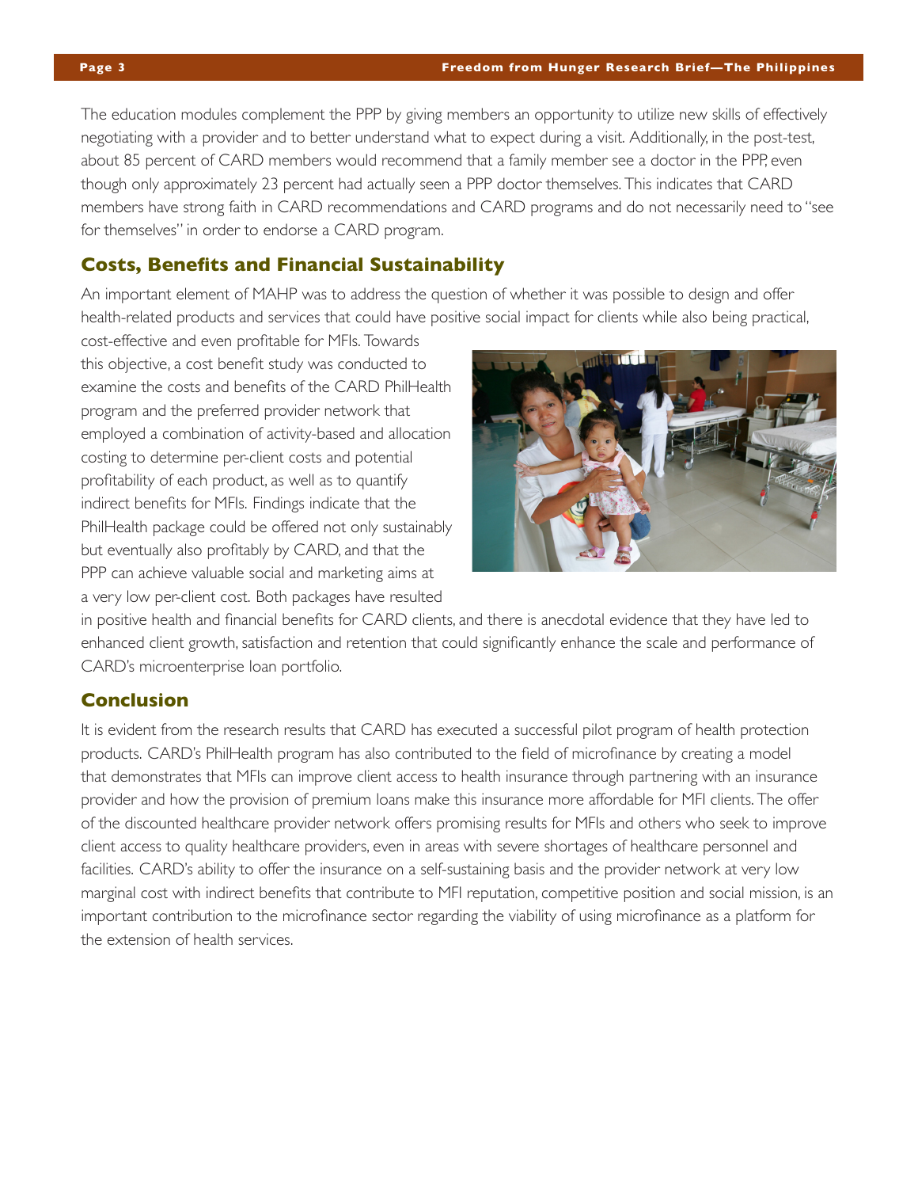The education modules complement the PPP by giving members an opportunity to utilize new skills of effectively negotiating with a provider and to better understand what to expect during a visit. Additionally, in the post-test, about 85 percent of CARD members would recommend that a family member see a doctor in the PPP, even though only approximately 23 percent had actually seen a PPP doctor themselves. This indicates that CARD members have strong faith in CARD recommendations and CARD programs and do not necessarily need to "see for themselves" in order to endorse a CARD program.

## Costs, Benefits and Financial Sustainability

An important element of MAHP was to address the question of whether it was possible to design and offer health-related products and services that could have positive social impact for clients while also being practical, cost-effective and even profitable for MFIs. Towards this objective, a cost benefit study was conducted to examine the costs and benefits of the CARD PhilHealth program and the preferred provider network that employed a combination of activity-based and allocation costing to determine per-client costs and potential profitability of each product, as well as to quantify indirect benefits for MFIs. Findings indicate that the PhilHealth package could be offered not only sustainably but eventually also profitably by CARD, and that the PPP can achieve valuable social and marketing aims at a very low per-client cost. Both packages have resulted in positive health and financial benefits for CARD clients, and there is anecdotal evidence that they have led to enhanced client growth, satisfaction and retention that could significantly enhance the scale and performance of CARD's microenterprise loan portfolio.

## Conclusion

It is evident from the research results that CARD has executed a successful pilot program of health protection products. CARD's PhilHealth program has also contributed to the field of microfinance by creating a model that demonstrates that MFIs can improve client access to health insurance through partnering with an insurance provider and how the provision of premium loans make this insurance more affordable for MFI clients. The offer of the discounted healthcare provider network offers promising results for MFIs and others who seek to improve client access to quality healthcare providers, even in areas with severe shortages of healthcare personnel and facilities. CARD's ability to offer the insurance on a self-sustaining basis and the provider network at very low marginal cost with indirect benefits that contribute to MFI reputation, competitive position and social mission, is an important contribution to the microfinance sector regarding the viability of using microfinance as a platform for the extension of health services.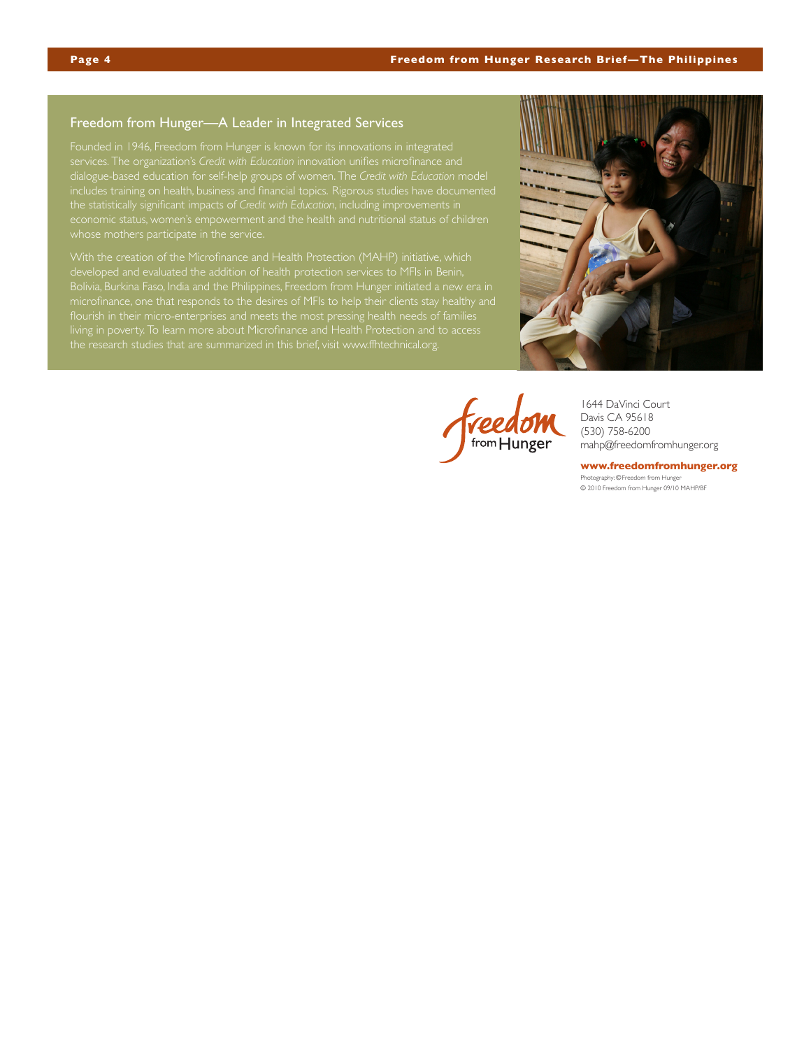## Freedom from Hunger—A Leader in Integrated Services

Founded in 1946, Freedom from Hunger is known for its innovations in integrated services. The organization's *Credit with Education* innovation unifies microfinance and dialogue-based education for self-help groups of women. The *Credit with Education* model includes training on health, business and financial topics. Rigorous studies have documented the statistically significant impacts of *Credit with Education*, including improvements in economic status, women's empowerment and the health and nutritional status of children whose mothers participate in the service.

With the creation of the Microfinance and Health Protection (MAHP) initiative, which developed and evaluated the addition of health protection services to MFIs in Benin, Bolivia, Burkina Faso, India and the Philippines, Freedom from Hunger initiated a new era in microfinance, one that responds to the desires of MFIs to help their clients stay healthy and flourish in their micro-enterprises and meets the most pressing health needs of families living in poverty. To learn more about Microfinance and Health Protection and to access the research studies that are summarized in this brief, visit www.ffhtechnical.org.

Freedom from Hunger

1644 DaVinci Court
Davis CA 95618
(530) 758-6200
mahp@freedomfromhunger.org

**www.freedomfromhunger.org**

Photography: © Freedom from Hunger
© 2010 Freedom from Hunger 09/10 MAHP/BF